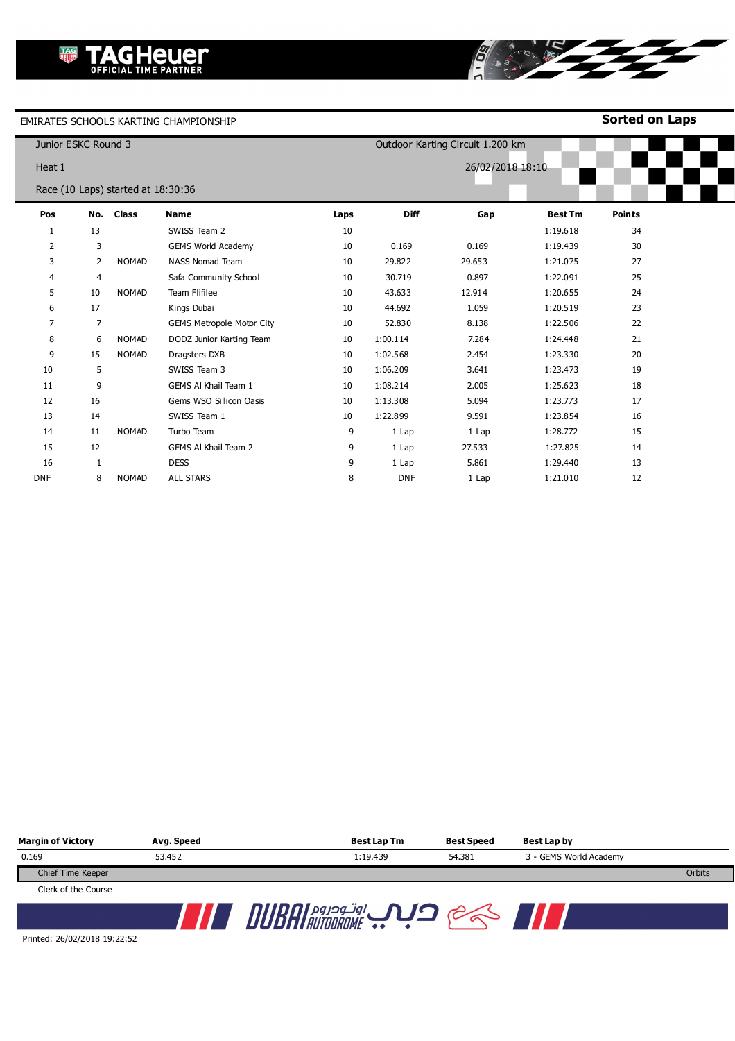TAG Heuer OFFICIAL TIME PARTNER

EMIRATES SCHOOLS KARTING CHAMPIONSHIP

**Sorted on Laps**

Junior ESKC Round 3

Outdoor Karting Circuit 1.200 km

Heat 1

26/02/2018 18:10

Race (10 Laps) started at 18:30:36

| Pos | No. | Class | Name | Laps | Diff | Gap | Best Tm | Points |
|---|---|---|---|---|---|---|---|---|
| 1 | 13 | | SWISS Team 2 | 10 | | | 1:19.618 | 34 |
| 2 | 3 | | GEMS World Academy | 10 | 0.169 | 0.169 | 1:19.439 | 30 |
| 3 | 2 | NOMAD | NASS Nomad Team | 10 | 29.822 | 29.653 | 1:21.075 | 27 |
| 4 | 4 | | Safa Community School | 10 | 30.719 | 0.897 | 1:22.091 | 25 |
| 5 | 10 | NOMAD | Team Flifilee | 10 | 43.633 | 12.914 | 1:20.655 | 24 |
| 6 | 17 | | Kings Dubai | 10 | 44.692 | 1.059 | 1:20.519 | 23 |
| 7 | 7 | | GEMS Metropole Motor City | 10 | 52.830 | 8.138 | 1:22.506 | 22 |
| 8 | 6 | NOMAD | DODZ Junior Karting Team | 10 | 1:00.114 | 7.284 | 1:24.448 | 21 |
| 9 | 15 | NOMAD | Dragsters DXB | 10 | 1:02.568 | 2.454 | 1:23.330 | 20 |
| 10 | 5 | | SWISS Team 3 | 10 | 1:06.209 | 3.641 | 1:23.473 | 19 |
| 11 | 9 | | GEMS Al Khail Team 1 | 10 | 1:08.214 | 2.005 | 1:25.623 | 18 |
| 12 | 16 | | Gems WSO Sillicon Oasis | 10 | 1:13.308 | 5.094 | 1:23.773 | 17 |
| 13 | 14 | | SWISS Team 1 | 10 | 1:22.899 | 9.591 | 1:23.854 | 16 |
| 14 | 11 | NOMAD | Turbo Team | 9 | 1 Lap | 1 Lap | 1:28.772 | 15 |
| 15 | 12 | | GEMS Al Khail Team 2 | 9 | 1 Lap | 27.533 | 1:27.825 | 14 |
| 16 | 1 | | DESS | 9 | 1 Lap | 5.861 | 1:29.440 | 13 |
| DNF | 8 | NOMAD | ALL STARS | 8 | DNF | 1 Lap | 1:21.010 | 12 |

| Margin of Victory | Avg. Speed | Best Lap Tm | Best Speed | Best Lap by |
|---|---|---|---|---|
| 0.169 | 53.452 | 1:19.439 | 54.381 | 3 - GEMS World Academy |

Chief Time Keeper

Orbits

Clerk of the Course

DUBAI AUTODROME اوتودروم دبي

Printed: 26/02/2018 19:22:52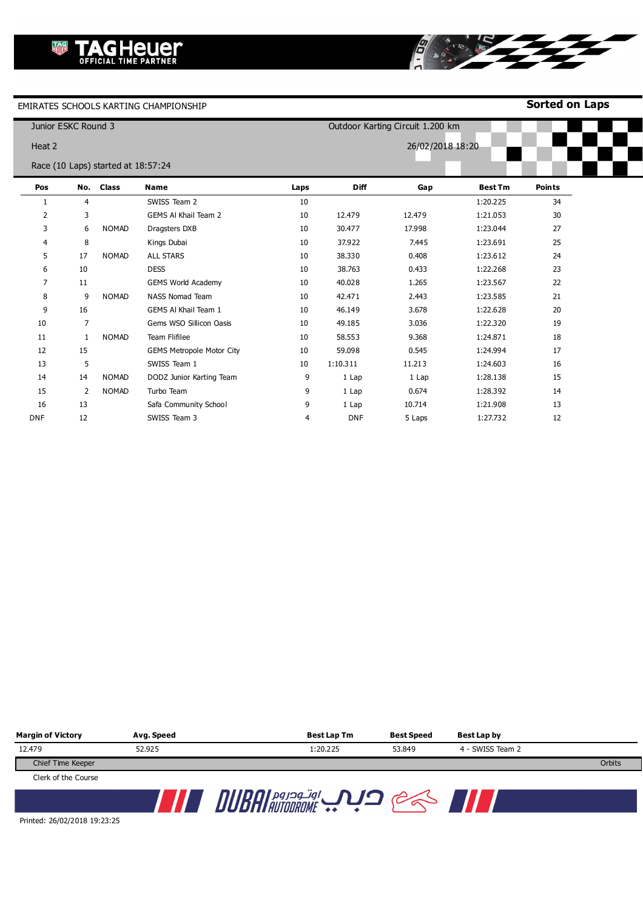TAG Heuer OFFICIAL TIME PARTNER

EMIRATES SCHOOLS KARTING CHAMPIONSHIP

**Sorted on Laps**

Junior ESKC Round 3

Outdoor Karting Circuit 1.200 km

Heat 2

26/02/2018 18:20

Race (10 Laps) started at 18:57:24

| Pos | No. | Class | Name | Laps | Diff | Gap | Best Tm | Points |
|---|---|---|---|---|---|---|---|---|
| 1 | 4 | | SWISS Team 2 | 10 | | | 1:20.225 | 34 |
| 2 | 3 | | GEMS Al Khail Team 2 | 10 | 12.479 | 12.479 | 1:21.053 | 30 |
| 3 | 6 | NOMAD | Dragsters DXB | 10 | 30.477 | 17.998 | 1:23.044 | 27 |
| 4 | 8 | | Kings Dubai | 10 | 37.922 | 7.445 | 1:23.691 | 25 |
| 5 | 17 | NOMAD | ALL STARS | 10 | 38.330 | 0.408 | 1:23.612 | 24 |
| 6 | 10 | | DESS | 10 | 38.763 | 0.433 | 1:22.268 | 23 |
| 7 | 11 | | GEMS World Academy | 10 | 40.028 | 1.265 | 1:23.567 | 22 |
| 8 | 9 | NOMAD | NASS Nomad Team | 10 | 42.471 | 2.443 | 1:23.585 | 21 |
| 9 | 16 | | GEMS Al Khail Team 1 | 10 | 46.149 | 3.678 | 1:22.628 | 20 |
| 10 | 7 | | Gems WSO Sillicon Oasis | 10 | 49.185 | 3.036 | 1:22.320 | 19 |
| 11 | 1 | NOMAD | Team Flifilee | 10 | 58.553 | 9.368 | 1:24.871 | 18 |
| 12 | 15 | | GEMS Metropole Motor City | 10 | 59.098 | 0.545 | 1:24.994 | 17 |
| 13 | 5 | | SWISS Team 1 | 10 | 1:10.311 | 11.213 | 1:24.603 | 16 |
| 14 | 14 | NOMAD | DODZ Junior Karting Team | 9 | 1 Lap | 1 Lap | 1:28.138 | 15 |
| 15 | 2 | NOMAD | Turbo Team | 9 | 1 Lap | 0.674 | 1:28.392 | 14 |
| 16 | 13 | | Safa Community School | 9 | 1 Lap | 10.714 | 1:21.908 | 13 |
| DNF | 12 | | SWISS Team 3 | 4 | DNF | 5 Laps | 1:27.732 | 12 |

| Margin of Victory | Avg. Speed | Best Lap Tm | Best Speed | Best Lap by |
|---|---|---|---|---|
| 12.479 | 52.925 | 1:20.225 | 53.849 | 4 - SWISS Team 2 |

Chief Time Keeper

Orbits

Clerk of the Course

DUBAI AUTODROME اوتودروم دبي

Printed: 26/02/2018 19:23:25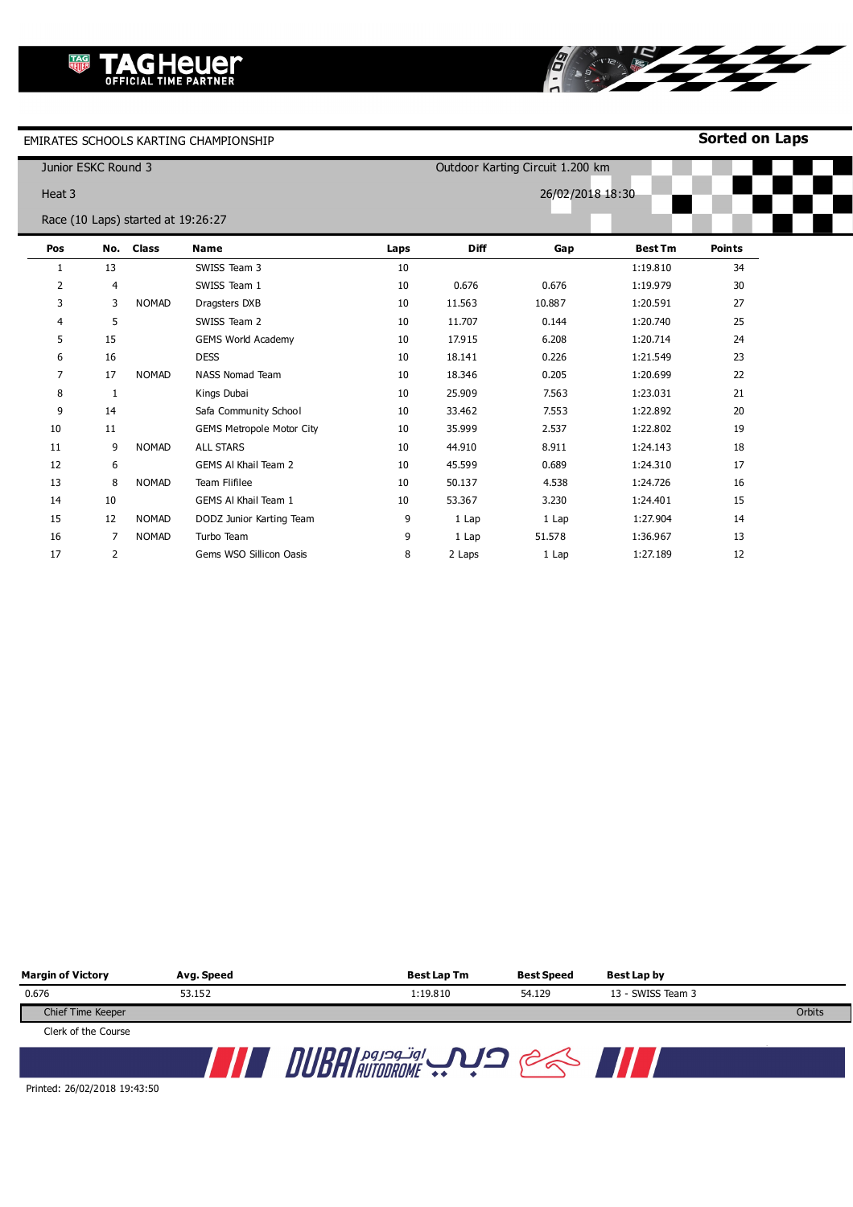TAG Heuer OFFICIAL TIME PARTNER

EMIRATES SCHOOLS KARTING CHAMPIONSHIP

**Sorted on Laps**

Junior ESKC Round 3

Heat 3

Race (10 Laps) started at 19:26:27

Outdoor Karting Circuit 1.200 km

26/02/2018 18:30

| Pos | No. | Class | Name | Laps | Diff | Gap | Best Tm | Points |
|---|---|---|---|---|---|---|---|---|
| 1 | 13 | | SWISS Team 3 | 10 | | | 1:19.810 | 34 |
| 2 | 4 | | SWISS Team 1 | 10 | 0.676 | 0.676 | 1:19.979 | 30 |
| 3 | 3 | NOMAD | Dragsters DXB | 10 | 11.563 | 10.887 | 1:20.591 | 27 |
| 4 | 5 | | SWISS Team 2 | 10 | 11.707 | 0.144 | 1:20.740 | 25 |
| 5 | 15 | | GEMS World Academy | 10 | 17.915 | 6.208 | 1:20.714 | 24 |
| 6 | 16 | | DESS | 10 | 18.141 | 0.226 | 1:21.549 | 23 |
| 7 | 17 | NOMAD | NASS Nomad Team | 10 | 18.346 | 0.205 | 1:20.699 | 22 |
| 8 | 1 | | Kings Dubai | 10 | 25.909 | 7.563 | 1:23.031 | 21 |
| 9 | 14 | | Safa Community School | 10 | 33.462 | 7.553 | 1:22.892 | 20 |
| 10 | 11 | | GEMS Metropole Motor City | 10 | 35.999 | 2.537 | 1:22.802 | 19 |
| 11 | 9 | NOMAD | ALL STARS | 10 | 44.910 | 8.911 | 1:24.143 | 18 |
| 12 | 6 | | GEMS Al Khail Team 2 | 10 | 45.599 | 0.689 | 1:24.310 | 17 |
| 13 | 8 | NOMAD | Team Flifilee | 10 | 50.137 | 4.538 | 1:24.726 | 16 |
| 14 | 10 | | GEMS Al Khail Team 1 | 10 | 53.367 | 3.230 | 1:24.401 | 15 |
| 15 | 12 | NOMAD | DODZ Junior Karting Team | 9 | 1 Lap | 1 Lap | 1:27.904 | 14 |
| 16 | 7 | NOMAD | Turbo Team | 9 | 1 Lap | 51.578 | 1:36.967 | 13 |
| 17 | 2 | | Gems WSO Sillicon Oasis | 8 | 2 Laps | 1 Lap | 1:27.189 | 12 |

| Margin of Victory | Avg. Speed | Best Lap Tm | Best Speed | Best Lap by |
|---|---|---|---|---|
| 0.676 | 53.152 | 1:19.810 | 54.129 | 13 - SWISS Team 3 |

Chief Time Keeper

Orbits

Clerk of the Course

DUBAI AUTODROME اوتودروم دبي

Printed: 26/02/2018 19:43:50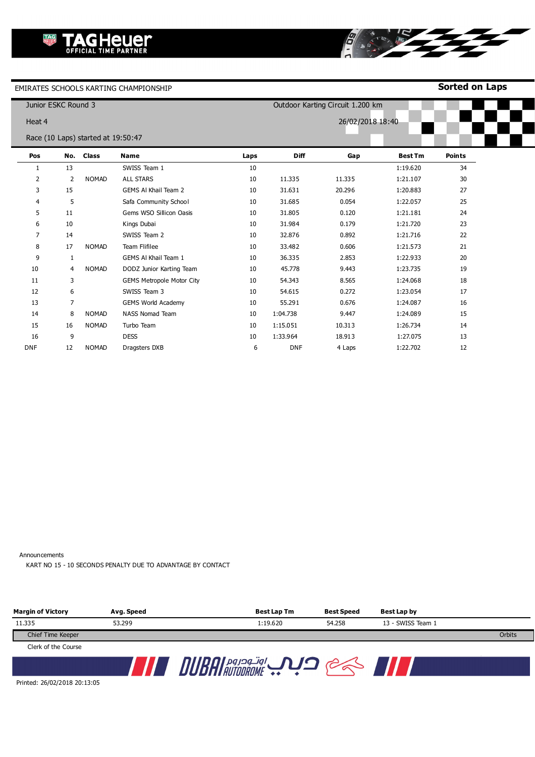TAG Heuer OFFICIAL TIME PARTNER

EMIRATES SCHOOLS KARTING CHAMPIONSHIP

**Sorted on Laps**

Junior ESKC Round 3

Outdoor Karting Circuit 1.200 km

Heat 4

26/02/2018 18:40

Race (10 Laps) started at 19:50:47

| Pos | No. | Class | Name | Laps | Diff | Gap | Best Tm | Points |
|---|---|---|---|---|---|---|---|---|
| 1 | 13 | | SWISS Team 1 | 10 | | | 1:19.620 | 34 |
| 2 | 2 | NOMAD | ALL STARS | 10 | 11.335 | 11.335 | 1:21.107 | 30 |
| 3 | 15 | | GEMS Al Khail Team 2 | 10 | 31.631 | 20.296 | 1:20.883 | 27 |
| 4 | 5 | | Safa Community School | 10 | 31.685 | 0.054 | 1:22.057 | 25 |
| 5 | 11 | | Gems WSO Sillicon Oasis | 10 | 31.805 | 0.120 | 1:21.181 | 24 |
| 6 | 10 | | Kings Dubai | 10 | 31.984 | 0.179 | 1:21.720 | 23 |
| 7 | 14 | | SWISS Team 2 | 10 | 32.876 | 0.892 | 1:21.716 | 22 |
| 8 | 17 | NOMAD | Team Flifilee | 10 | 33.482 | 0.606 | 1:21.573 | 21 |
| 9 | 1 | | GEMS Al Khail Team 1 | 10 | 36.335 | 2.853 | 1:22.933 | 20 |
| 10 | 4 | NOMAD | DODZ Junior Karting Team | 10 | 45.778 | 9.443 | 1:23.735 | 19 |
| 11 | 3 | | GEMS Metropole Motor City | 10 | 54.343 | 8.565 | 1:24.068 | 18 |
| 12 | 6 | | SWISS Team 3 | 10 | 54.615 | 0.272 | 1:23.054 | 17 |
| 13 | 7 | | GEMS World Academy | 10 | 55.291 | 0.676 | 1:24.087 | 16 |
| 14 | 8 | NOMAD | NASS Nomad Team | 10 | 1:04.738 | 9.447 | 1:24.089 | 15 |
| 15 | 16 | NOMAD | Turbo Team | 10 | 1:15.051 | 10.313 | 1:26.734 | 14 |
| 16 | 9 | | DESS | 10 | 1:33.964 | 18.913 | 1:27.075 | 13 |
| DNF | 12 | NOMAD | Dragsters DXB | 6 | DNF | 4 Laps | 1:22.702 | 12 |

Announcements

KART NO 15 - 10 SECONDS PENALTY DUE TO ADVANTAGE BY CONTACT

| Margin of Victory | Avg. Speed | Best Lap Tm | Best Speed | Best Lap by |
|---|---|---|---|---|
| 11.335 | 53.299 | 1:19.620 | 54.258 | 13 - SWISS Team 1 |

Chief Time Keeper

Orbits

Clerk of the Course

DUBAI AUTODROME

Printed: 26/02/2018 20:13:05